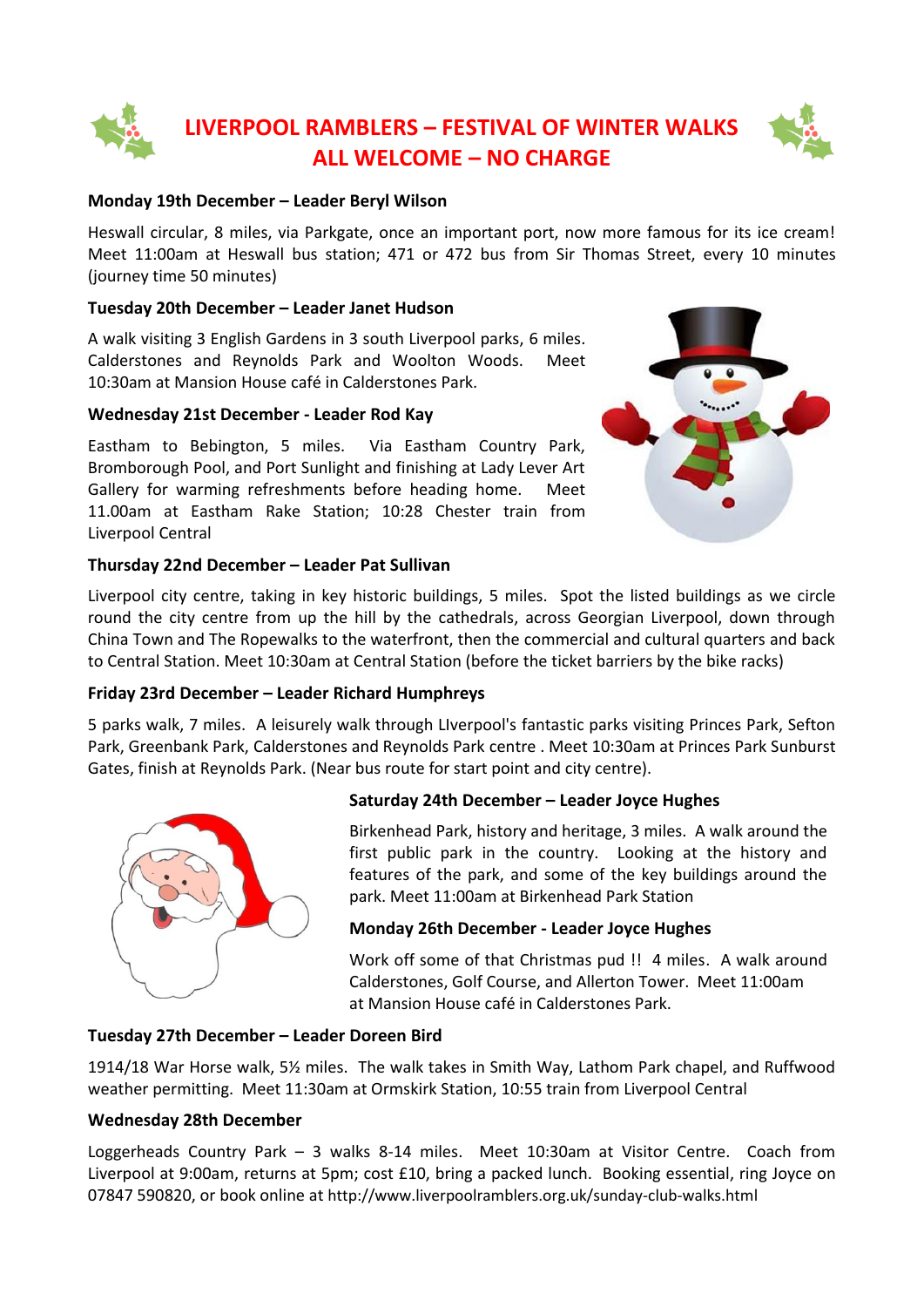# LIVERPOOL RAMBLERS – FESTIVAL OF WINTER WALKS
# ALL WELCOME – NO CHARGE

**Monday 19th December – Leader Beryl Wilson**

Heswall circular, 8 miles, via Parkgate, once an important port, now more famous for its ice cream! Meet 11:00am at Heswall bus station; 471 or 472 bus from Sir Thomas Street, every 10 minutes (journey time 50 minutes)

**Tuesday 20th December – Leader Janet Hudson**

A walk visiting 3 English Gardens in 3 south Liverpool parks, 6 miles. Calderstones and Reynolds Park and Woolton Woods. Meet 10:30am at Mansion House café in Calderstones Park.

**Wednesday 21st December - Leader Rod Kay**

Eastham to Bebington, 5 miles. Via Eastham Country Park, Bromborough Pool, and Port Sunlight and finishing at Lady Lever Art Gallery for warming refreshments before heading home. Meet 11.00am at Eastham Rake Station; 10:28 Chester train from Liverpool Central

**Thursday 22nd December – Leader Pat Sullivan**

Liverpool city centre, taking in key historic buildings, 5 miles. Spot the listed buildings as we circle round the city centre from up the hill by the cathedrals, across Georgian Liverpool, down through China Town and The Ropewalks to the waterfront, then the commercial and cultural quarters and back to Central Station. Meet 10:30am at Central Station (before the ticket barriers by the bike racks)

**Friday 23rd December – Leader Richard Humphreys**

5 parks walk, 7 miles. A leisurely walk through LIverpool's fantastic parks visiting Princes Park, Sefton Park, Greenbank Park, Calderstones and Reynolds Park centre . Meet 10:30am at Princes Park Sunburst Gates, finish at Reynolds Park. (Near bus route for start point and city centre).

**Saturday 24th December – Leader Joyce Hughes**

Birkenhead Park, history and heritage, 3 miles. A walk around the first public park in the country. Looking at the history and features of the park, and some of the key buildings around the park. Meet 11:00am at Birkenhead Park Station

**Monday 26th December - Leader Joyce Hughes**

Work off some of that Christmas pud !! 4 miles. A walk around Calderstones, Golf Course, and Allerton Tower. Meet 11:00am at Mansion House café in Calderstones Park.

**Tuesday 27th December – Leader Doreen Bird**

1914/18 War Horse walk, 5½ miles. The walk takes in Smith Way, Lathom Park chapel, and Ruffwood weather permitting. Meet 11:30am at Ormskirk Station, 10:55 train from Liverpool Central

**Wednesday 28th December**

Loggerheads Country Park – 3 walks 8-14 miles. Meet 10:30am at Visitor Centre. Coach from Liverpool at 9:00am, returns at 5pm; cost £10, bring a packed lunch. Booking essential, ring Joyce on 07847 590820, or book online at http://www.liverpoolramblers.org.uk/sunday-club-walks.html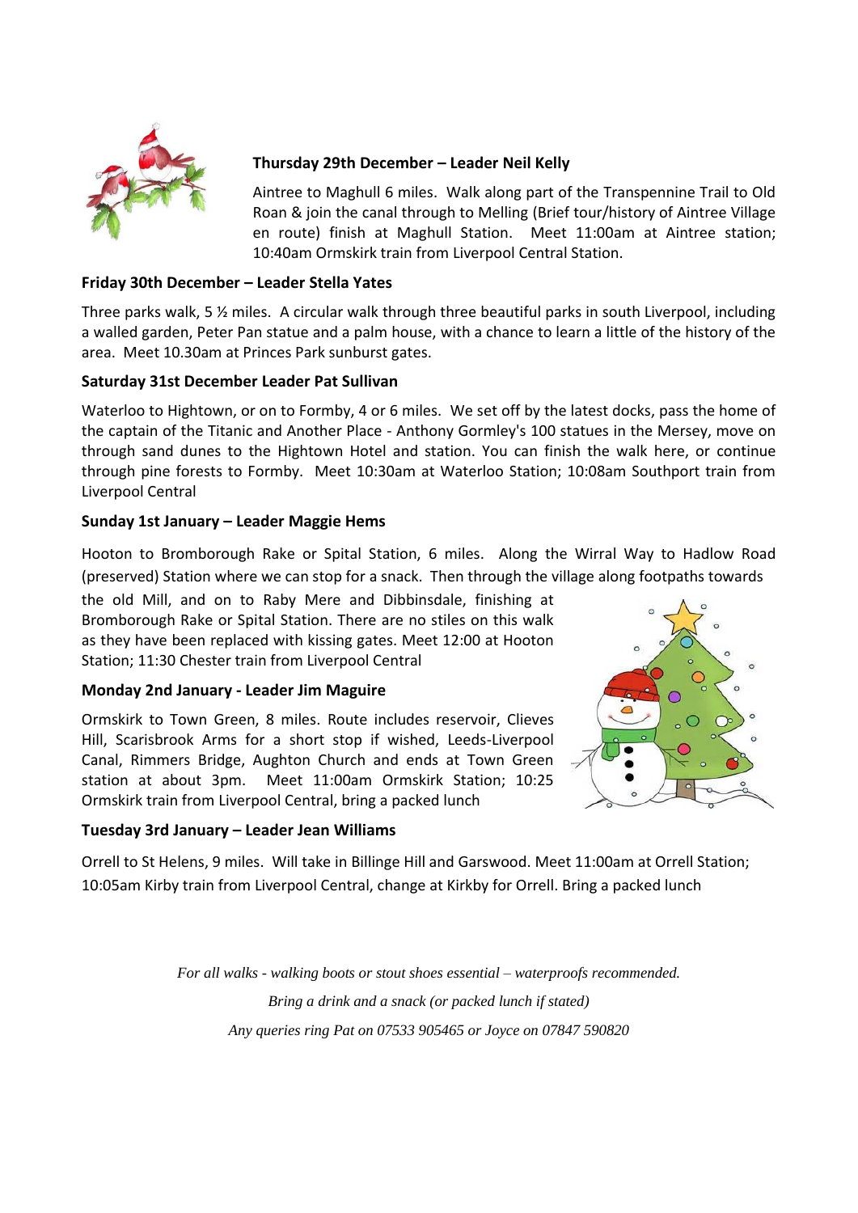**Thursday 29th December – Leader Neil Kelly**

Aintree to Maghull 6 miles. Walk along part of the Transpennine Trail to Old Roan & join the canal through to Melling (Brief tour/history of Aintree Village en route) finish at Maghull Station. Meet 11:00am at Aintree station; 10:40am Ormskirk train from Liverpool Central Station.

**Friday 30th December – Leader Stella Yates**

Three parks walk, 5 ½ miles. A circular walk through three beautiful parks in south Liverpool, including a walled garden, Peter Pan statue and a palm house, with a chance to learn a little of the history of the area. Meet 10.30am at Princes Park sunburst gates.

**Saturday 31st December Leader Pat Sullivan**

Waterloo to Hightown, or on to Formby, 4 or 6 miles. We set off by the latest docks, pass the home of the captain of the Titanic and Another Place - Anthony Gormley's 100 statues in the Mersey, move on through sand dunes to the Hightown Hotel and station. You can finish the walk here, or continue through pine forests to Formby. Meet 10:30am at Waterloo Station; 10:08am Southport train from Liverpool Central

**Sunday 1st January – Leader Maggie Hems**

Hooton to Bromborough Rake or Spital Station, 6 miles. Along the Wirral Way to Hadlow Road (preserved) Station where we can stop for a snack. Then through the village along footpaths towards the old Mill, and on to Raby Mere and Dibbinsdale, finishing at Bromborough Rake or Spital Station. There are no stiles on this walk as they have been replaced with kissing gates. Meet 12:00 at Hooton Station; 11:30 Chester train from Liverpool Central

**Monday 2nd January - Leader Jim Maguire**

Ormskirk to Town Green, 8 miles. Route includes reservoir, Clieves Hill, Scarisbrook Arms for a short stop if wished, Leeds-Liverpool Canal, Rimmers Bridge, Aughton Church and ends at Town Green station at about 3pm. Meet 11:00am Ormskirk Station; 10:25 Ormskirk train from Liverpool Central, bring a packed lunch

**Tuesday 3rd January – Leader Jean Williams**

Orrell to St Helens, 9 miles. Will take in Billinge Hill and Garswood. Meet 11:00am at Orrell Station; 10:05am Kirby train from Liverpool Central, change at Kirkby for Orrell. Bring a packed lunch

*For all walks - walking boots or stout shoes essential – waterproofs recommended.*

*Bring a drink and a snack (or packed lunch if stated)*

*Any queries ring Pat on 07533 905465 or Joyce on 07847 590820*